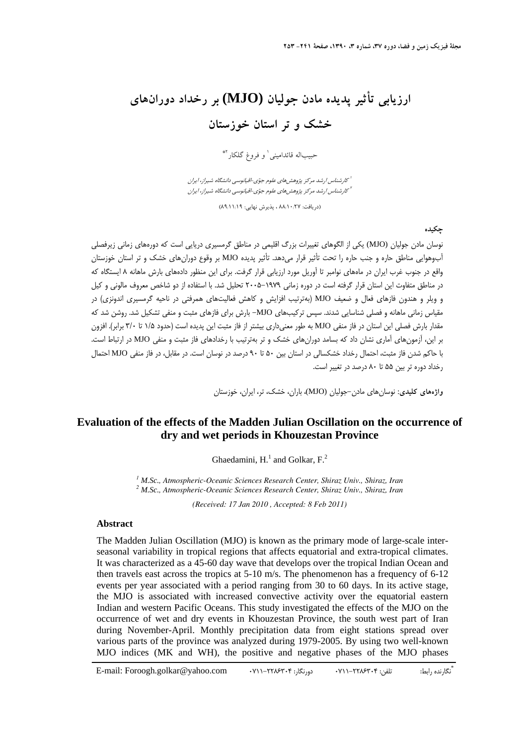# ارزیابی تأثیر پدیده مادن جولیان (MJO) بر رخداد دوران‌های خشک و تر استان خوزستان

حبیب‌اله قائدامینی[1] و فروغ گلکار[2*]

[1] کارشناس ارشد مرکز پژوهش‌های علوم جوّی-اقیانوسی دانشگاه شیراز، ایران
[2] کارشناس ارشد مرکز پژوهش‌های علوم جوّی-اقیانوسی دانشگاه شیراز، ایران

(دریافت: ۸۸/۱۰/۲۷ ، پذیرش نهایی: ۸۹/۱۱/۱۹)

## چکیده

نوسان مادن جولیان (MJO) یکی از الگوهای تغییرات بزرگ اقلیمی در مناطق گرمسیری دریایی است که دوره‌های زمانی زیرفصلی آب‌وهوایی مناطق حاره و جنب حاره را تحت تأثیر قرار می‌دهد. تأثیر پدیده MJO بر وقوع دوران‌های خشک و تر استان خوزستان واقع در جنوب غرب ایران در ماه‌های نوامبر تا آوریل مورد ارزیابی قرار گرفت. برای این منظور داده‌های بارش ماهانه ۸ ایستگاه که در مناطق متفاوت این استان قرار گرفته است در دوره زمانی ۱۹۷۹–۲۰۰۵ تحلیل شد. با استفاده از دو شاخص معروف مالونی و کیل و ویلر و هندون فازهای فعال و ضعیف MJO (به‌ترتیب افزایش و کاهش فعالیت‌های همرفتی در ناحیه گرمسیری اندونزی) در مقیاس زمانی ماهانه و فصلی شناسایی شدند. سپس ترکیب‌های MJO– بارش برای فازهای مثبت و منفی تشکیل شد. روشن شد که مقدار بارش فصلی این استان در فاز منفی MJO به طور معنی‌داری بیشتر از فاز مثبت این پدیده است (حدود ۱/۵ تا ۳/۰ برابر). افزون بر این، آزمون‌های آماری نشان داد که بسامد دوران‌های خشک و تر به‌ترتیب با رخدادهای فاز مثبت و منفی MJO در ارتباط است. با حاکم شدن فاز مثبت، احتمال رخداد خشکسالی در استان بین ۵۰ تا ۹۰ درصد در نوسان است. در مقابل، در فاز منفی MJO احتمال رخداد دوره تر بین ۵۵ تا ۸۰ درصد در تغییر است.

**واژه‌های کلیدی:** نوسان‌های مادن–جولیان (MJO)، باران، خشک، تر، ایران، خوزستان

## Evaluation of the effects of the Madden Julian Oscillation on the occurrence of dry and wet periods in Khouzestan Province

Ghaedamini, H.[1] and Golkar, F.[2]

*[1] M.Sc., Atmospheric-Oceanic Sciences Research Center, Shiraz Univ., Iran*
*[2] M.Sc., Atmospheric-Oceanic Sciences Research Center, Shiraz Univ., Iran*

*(Received: 17 Jan 2010 , Accepted: 8 Feb 2011)*

### Abstract

The Madden Julian Oscillation (MJO) is known as the primary mode of large-scale inter-seasonal variability in tropical regions that affects equatorial and extra-tropical climates. It was characterized as a 45-60 day wave that develops over the tropical Indian Ocean and then travels east across the tropics at 5-10 m/s. The phenomenon has a frequency of 6-12 events per year associated with a period ranging from 30 to 60 days. In its active stage, the MJO is associated with increased convective activity over the equatorial eastern Indian and western Pacific Oceans. This study investigated the effects of the MJO on the occurrence of wet and dry events in Khouzestan Province, the south west part of Iran during November-April. Monthly precipitation data from eight stations spread over various parts of the province was analyzed during 1979-2005. By using two well-known MJO indices (MK and WH), the positive and negative phases of the MJO phases

*نگارنده رابط: تلفن: ۰۷۱۱-۲۲۸۶۳۰۴ دورنگار: ۰۷۱۱-۲۲۸۶۳۰۴ E-mail: Foroogh.golkar@yahoo.com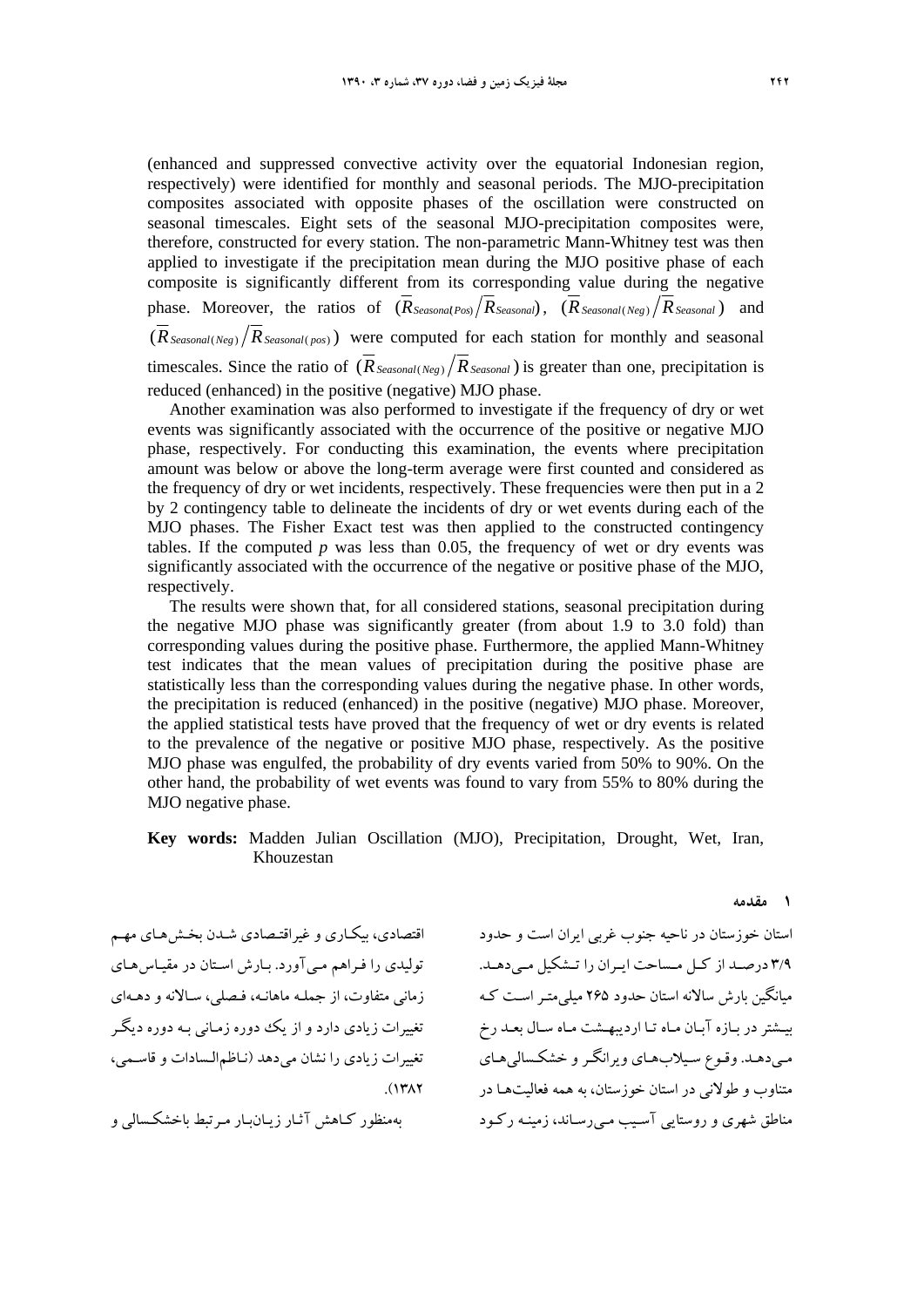(enhanced and suppressed convective activity over the equatorial Indonesian region, respectively) were identified for monthly and seasonal periods. The MJO-precipitation composites associated with opposite phases of the oscillation were constructed on seasonal timescales. Eight sets of the seasonal MJO-precipitation composites were, therefore, constructed for every station. The non-parametric Mann-Whitney test was then applied to investigate if the precipitation mean during the MJO positive phase of each composite is significantly different from its corresponding value during the negative phase. Moreover, the ratios of $(\overline{R}_{Seasonal(Pos)}/\overline{R}_{Seasonal})$, $(\overline{R}_{Seasonal(Neg)}/\overline{R}_{Seasonal})$ and $(\overline{R}_{Seasonal(Neg)}/\overline{R}_{Seasonal(pos)})$ were computed for each station for monthly and seasonal timescales. Since the ratio of $(\overline{R}_{Seasonal(Neg)}/\overline{R}_{Seasonal})$ is greater than one, precipitation is reduced (enhanced) in the positive (negative) MJO phase.

Another examination was also performed to investigate if the frequency of dry or wet events was significantly associated with the occurrence of the positive or negative MJO phase, respectively. For conducting this examination, the events where precipitation amount was below or above the long-term average were first counted and considered as the frequency of dry or wet incidents, respectively. These frequencies were then put in a 2 by 2 contingency table to delineate the incidents of dry or wet events during each of the MJO phases. The Fisher Exact test was then applied to the constructed contingency tables. If the computed $p$ was less than 0.05, the frequency of wet or dry events was significantly associated with the occurrence of the negative or positive phase of the MJO, respectively.

The results were shown that, for all considered stations, seasonal precipitation during the negative MJO phase was significantly greater (from about 1.9 to 3.0 fold) than corresponding values during the positive phase. Furthermore, the applied Mann-Whitney test indicates that the mean values of precipitation during the positive phase are statistically less than the corresponding values during the negative phase. In other words, the precipitation is reduced (enhanced) in the positive (negative) MJO phase. Moreover, the applied statistical tests have proved that the frequency of wet or dry events is related to the prevalence of the negative or positive MJO phase, respectively. As the positive MJO phase was engulfed, the probability of dry events varied from 50% to 90%. On the other hand, the probability of wet events was found to vary from 55% to 80% during the MJO negative phase.

**Key words:** Madden Julian Oscillation (MJO), Precipitation, Drought, Wet, Iran, Khouzestan

## ۱ مقدمه

استان خوزستان در ناحیه جنوب غربی ایران است و حدود ۳/۹ درصد از کل مساحت ایران را تشکیل می‌دهد. میانگین بارش سالانه استان حدود ۲۶۵ میلی‌متر است که بیشتر در بازه آبان ماه تا اردیبهشت ماه سال بعد رخ می‌دهد. وقوع سیلاب‌های ویرانگر و خشکسالی‌های متناوب و طولانی در استان خوزستان، به همه فعالیت‌ها در مناطق شهری و روستایی آسیب می‌رساند، زمینه رکود اقتصادی، بیکاری و غیراقتصادی شدن بخش‌های مهم تولیدی را فراهم می‌آورد. بارش استان در مقیاس‌های زمانی متفاوت، از جمله ماهانه، فصلی، سالانه و دهه‌ای تغییرات زیادی دارد و از یک دوره زمانی به دوره دیگر تغییرات زیادی را نشان می‌دهد (ناظم‌السادات و قاسمی، ۱۳۸۲).

به‌منظور کاهش آثار زیان‌بار مرتبط باخشکسالی و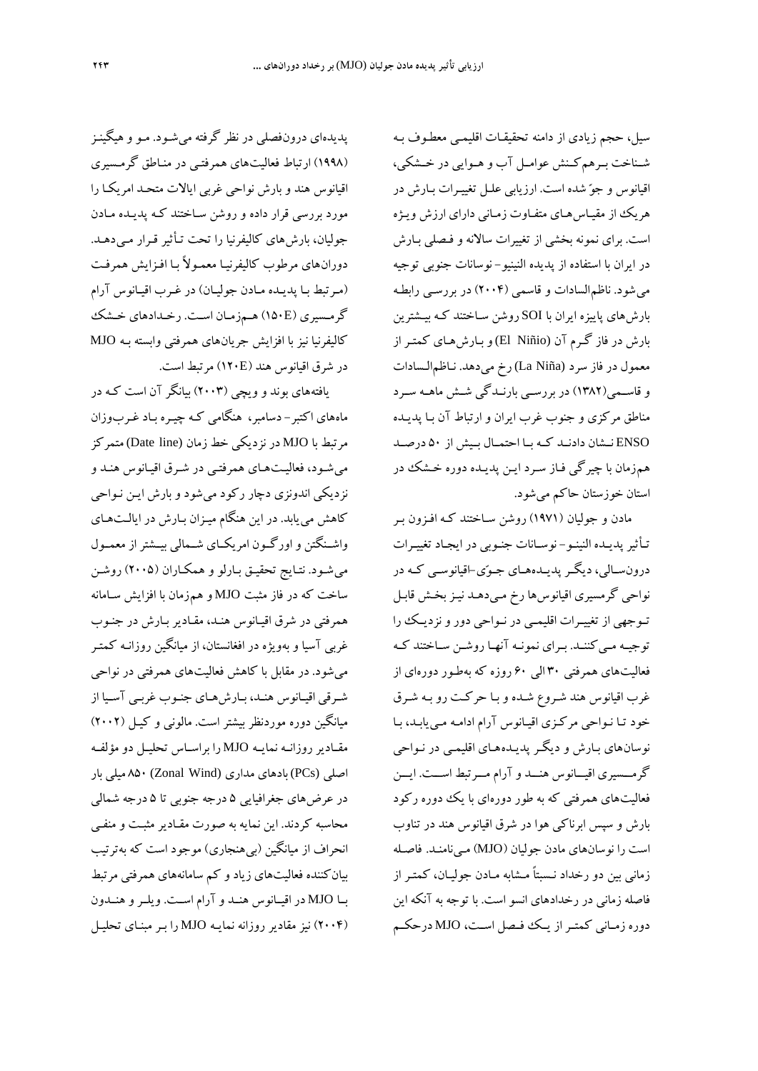سیل، حجم زیادی از دامنه تحقیقات اقلیمی معطوف به شناخت برهم‌کنش عوامل آب و هوایی در خشکی، اقیانوس و جوّ شده است. ارزیابی علل تغییرات بارش در هریک از مقیاس‌های متفاوت زمانی دارای ارزش ویژه است. برای نمونه بخشی از تغییرات سالانه و فصلی بارش در ایران با استفاده از پدیده النینیو- نوسانات جنوبی توجیه می‌شود. ناظم‌السادات و قاسمی (۲۰۰۴) در بررسی رابطه بارش‌های پاییزه ایران با SOI روشن ساختند که بیشترین بارش در فاز گرم آن (El Niñio) و بارش‌های کمتر از معمول در فاز سرد (La Niña) رخ می‌دهد. ناظم‌السادات و قاسمی(۱۳۸۲) در بررسی بارندگی شش ماهه سرد مناطق مرکزی و جنوب غرب ایران و ارتباط آن با پدیده ENSO نشان دادند که با احتمال بیش از ۵۰ درصد هم‌زمان با چیرگی فاز سرد این پدیده دوره خشک در استان خوزستان حاکم می‌شود.

مادن و جولیان (۱۹۷۱) روشن ساختند که افزون بر تأثیر پدیده النینو- نوسانات جنوبی در ایجاد تغییرات درون‌سالی، دیگر پدیده‌های جوّی-اقیانوسی که در نواحی گرمسیری اقیانوس‌ها رخ می‌دهد نیز بخش قابل توجهی از تغییرات اقلیمی در نواحی دور و نزدیک را توجیه می‌کنند. برای نمونه آنها روشن ساختند که فعالیت‌های همرفتی ۳۰ الی ۶۰ روزه که به‌طور دوره‌ای از غرب اقیانوس هند شروع شده و با حرکت رو به شرق خود تا نواحی مرکزی اقیانوس آرام ادامه می‌یابد، با نوسان‌های بارش و دیگر پدیده‌های اقلیمی در نواحی گرمسیری اقیانوس هند و آرام مرتبط است. این فعالیت‌های همرفتی که به طور دوره‌ای با یک دوره رکود بارش و سپس ابرناکی هوا در شرق اقیانوس هند در تناوب است را نوسان‌های مادن جولیان (MJO) می‌نامند. فاصله زمانی بین دو رخداد نسبتاً مشابه مادن جولیان، کمتر از فاصله زمانی در رخدادهای انسو است. با توجه به آنکه این دوره زمانی کمتر از یک فصل است، MJO درحکم پدیده‌ای درون‌فصلی در نظر گرفته می‌شود. مو و هیگینز (۱۹۹۸) ارتباط فعالیت‌های همرفتی در مناطق گرمسیری اقیانوس هند و بارش نواحی غربی ایالات متحد امریکا را مورد بررسی قرار داده و روشن ساختند که پدیده مادن جولیان، بارش‌های کالیفرنیا را تحت تأثیر قرار می‌دهد. دوران‌های مرطوب کالیفرنیا معمولاً با افزایش همرفت (مرتبط با پدیده مادن جولیان) در غرب اقیانوس آرام گرمسیری (۱۵۰E) هم‌زمان است. رخدادهای خشک کالیفرنیا نیز با افزایش جریان‌های همرفتی وابسته به MJO در شرق اقیانوس هند (۱۲۰E) مرتبط است.

یافته‌های بوند و ویچی (۲۰۰۳) بیانگر آن است که در ماه‌های اکتبر- دسامبر، هنگامی که چیره باد غرب‌وزان مرتبط با MJO در نزدیکی خط زمان (Date line) متمرکز می‌شود، فعالیت‌های همرفتی در شرق اقیانوس هند و نزدیکی اندونزی دچار رکود می‌شود و بارش این نواحی کاهش می‌یابد. در این هنگام میزان بارش در ایالت‌های واشنگتن و اورگون امریکای شمالی بیشتر از معمول می‌شود. نتایج تحقیق بارلو و همکاران (۲۰۰۵) روشن ساخت که در فاز مثبت MJO و هم‌زمان با افزایش سامانه همرفتی در شرق اقیانوس هند، مقادیر بارش در جنوب غربی آسیا و به‌ویژه در افغانستان، از میانگین روزانه کمتر می‌شود. در مقابل با کاهش فعالیت‌های همرفتی در نواحی شرقی اقیانوس هند، بارش‌های جنوب غربی آسیا از میانگین دوره موردنظر بیشتر است. مالونی و کیل (۲۰۰۲) مقادیر روزانه نمایه MJO را براساس تحلیل دو مؤلفه اصلی (PCs) بادهای مداری (Zonal Wind) ۸۵۰ میلی بار در عرض‌های جغرافیایی ۵ درجه جنوبی تا ۵ درجه شمالی محاسبه کردند. این نمایه به صورت مقادیر مثبت و منفی انحراف از میانگین (بی‌هنجاری) موجود است که به‌ترتیب بیان‌کننده فعالیت‌های زیاد و کم سامانه‌های همرفتی مرتبط با MJO در اقیانوس هند و آرام است. ویلر و هندون (۲۰۰۴) نیز مقادیر روزانه نمایه MJO را بر مبنای تحلیل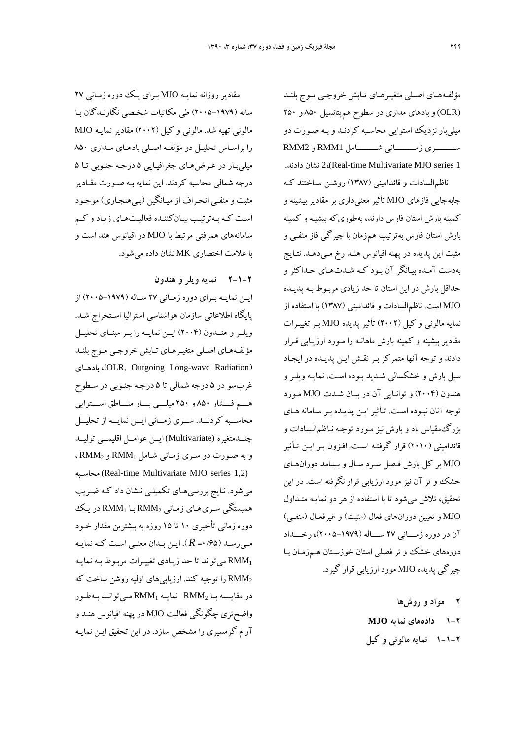مؤلفه‌های اصلی متغیرهای تابش خروجی موج بلند (OLR) و بادهای مداری در سطوح هم‌پتانسیل ۸۵۰ و ۲۵۰ میلی‌بار نزدیک استوایی محاسبه کردند و به صورت دو سری زمانی شامل RMM1 و RMM2 (Real-time Multivariate MJO series 1،2) نشان دادند.

ناظم‌السادات و قائدامینی (۱۳۸۷) روشن ساختند که جابه‌جایی فازهای MJO تأثیر معنی‌داری بر مقادیر بیشینه و کمینه بارش استان فارس دارند، به‌طوری‌که بیشینه و کمینه بارش استان فارس به‌ترتیب هم‌زمان با چیرگی فاز منفی و مثبت این پدیده در پهنه اقیانوس هند رخ می‌دهد. نتایج به‌دست آمده بیانگر آن بود که شدت‌های حداکثر و حداقل بارش در این استان تا حد زیادی مربوط به پدیده MJO است. ناظم‌السادات و قائدامینی (۱۳۸۷) با استفاده از نمایه مالونی و کیل (۲۰۰۲) تأثیر پدیده MJO بر تغییرات مقادیر بیشینه و کمینه بارش ماهانه را مورد ارزیابی قرار دادند و توجه آنها متمرکز بر نقش این پدیده در ایجاد سیل بارش و خشکسالی شدید بوده است. نمایه ویلر و هندون (۲۰۰۴) و توانایی آن در بیان شدت MJO مورد توجه آنان نبوده است. تأثیر این پدیده بر سامانه های بزرگ‌مقیاس باد و بارش نیز مورد توجه ناظم‌السادات و قائدامینی (۲۰۱۰) قرار گرفته است. افزون بر این تأثیر MJO بر کل بارش فصل سرد سال و بسامد دوران‌های خشک و تر آن نیز مورد ارزیابی قرار نگرفته است. در این تحقیق، تلاش می‌شود تا با استفاده از هر دو نمایه متداول MJO و تعیین دوران‌های فعال (مثبت) و غیرفعال (منفی) آن در دوره زمانی ۲۷ ساله (۱۹۷۹-۲۰۰۵)، رخداد دوره‌های خشک و تر فصلی استان خوزستان هم‌زمان با چیرگی پدیده MJO مورد ارزیابی قرار گیرد.

## ۲ مواد و روش‌ها

### ۲-۱ داده‌های نمایه MJO

#### ۲-۱-۱ نمایه مالونی و کیل

مقادیر روزانه نمایه MJO برای یک دوره زمانی ۲۷ ساله (۱۹۷۹-۲۰۰۵) طی مکاتبات شخصی نگارندگان با مالونی تهیه شد. مالونی و کیل (۲۰۰۲) مقادیر نمایه MJO را براساس تحلیل دو مؤلفه اصلی بادهای مداری ۸۵۰ میلی‌بار در عرض‌های جغرافیایی ۵ درجه جنوبی تا ۵ درجه شمالی محاسبه کردند. این نمایه به صورت مقادیر مثبت و منفی انحراف از میانگین (بی‌هنجاری) موجود است که به‌ترتیب بیان‌کننده فعالیت‌های زیاد و کم سامانه‌های همرفتی مرتبط با MJO در اقیانوس هند است و با علامت اختصاری MK نشان داده می‌شود.

#### ۲-۱-۲ نمایه ویلر و هندون

این نمایه برای دوره زمانی ۲۷ ساله (۱۹۷۹-۲۰۰۵) از پایگاه اطلاعاتی سازمان هواشناسی استرالیا استخراج شد. ویلر و هندون (۲۰۰۴) این نمایه را بر مبنای تحلیل مؤلفه‌های اصلی متغیرهای تابش خروجی موج بلند (OLR, Outgoing Long-wave Radiation)، بادهای غرب‌سو در ۵ درجه شمالی تا ۵ درجه جنوبی در سطوح هم فشار ۸۵۰ و ۲۵۰ میلی بار مناطق استوایی محاسبه کردند. سری زمانی این نمایه از تحلیل چندمتغیره (Multivariate) این عوامل اقلیمی تولید و به صورت دو سری زمانی شامل $RMM_1$ و $RMM_2$، (Real-time Multivariate MJO series 1,2) محاسبه می‌شود. نتایج بررسی‌های تکمیلی نشان داد که ضریب همبستگی سری‌های زمانی $RMM_2$ با $RMM_1$ در یک دوره زمانی تأخیری ۱۰ تا ۱۵ روزه به بیشترین مقدار خود می‌رسد ($R = ۰/۶۵$). این بدان معنی است که نمایه $RMM_1$ می‌تواند تا حد زیادی تغییرات مربوط به نمایه $RMM_2$ را توجیه کند. ارزیابی‌های اولیه روشن ساخت که در مقایسه با $RMM_2$ نمایه $RMM_1$ می‌تواند به‌طور واضح‌تری چگونگی فعالیت MJO در پهنه اقیانوس هند و آرام گرمسیری را مشخص سازد. در این تحقیق این نمایه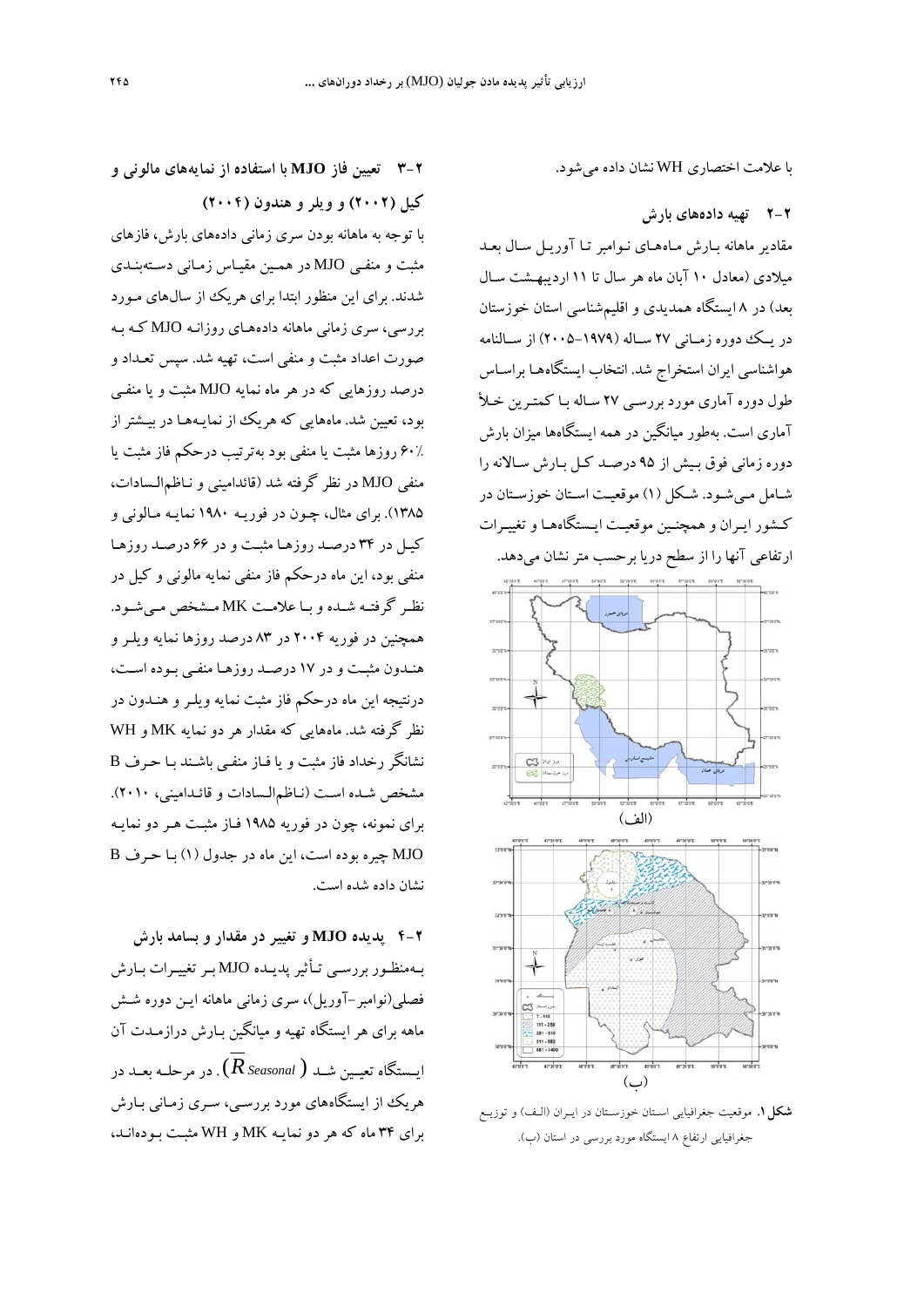با علامت اختصاری WH نشان داده می‌شود.

### ۲-۲ تهیه داده‌های بارش

مقادیر ماهانه بارش ماه‌های نوامبر تا آوریل سال بعد میلادی (معادل ۱۰ آبان ماه هر سال تا ۱۱ اردیبهشت سال بعد) در ۸ ایستگاه همدیدی و اقلیم‌شناسی استان خوزستان در یک دوره زمانی ۲۷ ساله (۱۹۷۹-۲۰۰۵) از سالنامه هواشناسی ایران استخراج شد. انتخاب ایستگاه‌ها براساس طول دوره آماری مورد بررسی ۲۷ ساله با کمترین خلأ آماری است. به‌طور میانگین در همه ایستگاه‌ها میزان بارش دوره زمانی فوق بیش از ۹۵ درصد کل بارش سالانه را شامل می‌شود. شکل (۱) موقعیت استان خوزستان در کشور ایران و همچنین موقعیت ایستگاه‌ها و تغییرات ارتفاعی آنها را از سطح دریا برحسب متر نشان می‌دهد.

(الف)

(ب)

**شکل ۱.** موقعیت جغرافیایی استان خوزستان در ایران (الف) و توزیع جغرافیایی ارتفاع ۸ ایستگاه مورد بررسی در استان (ب).

### ۲-۳ تعیین فاز MJO با استفاده از نمایه‌های مالونی و کیل (۲۰۰۲) و ویلر و هندون (۲۰۰۴)

با توجه به ماهانه بودن سری زمانی داده‌های بارش، فازهای مثبت و منفی MJO در همین مقیاس زمانی دسته‌بندی شدند. برای این منظور ابتدا برای هریک از سال‌های مورد بررسی، سری زمانی ماهانه داده‌های روزانه MJO که به صورت اعداد مثبت و منفی است، تهیه شد. سپس تعداد و درصد روزهایی که در هر ماه نمایه MJO مثبت و یا منفی بود، تعیین شد. ماه‌هایی که هریک از نمایه‌ها در بیشتر از ٪۶۰ روزها مثبت یا منفی بود به‌ترتیب درحکم فاز مثبت یا منفی MJO در نظر گرفته شد (قائدامینی و ناظم‌السادات، ۱۳۸۵). برای مثال، چون در فوریه ۱۹۸۰ نمایه مالونی و کیل در ۳۴ درصد روزها مثبت و در ۶۶ درصد روزها منفی بود، این ماه درحکم فاز منفی نمایه مالونی و کیل در نظر گرفته شده و با علامت MK مشخص می‌شود. همچنین در فوریه ۲۰۰۴ در ۸۳ درصد روزها نمایه ویلر و هندون مثبت و در ۱۷ درصد روزها منفی بوده است، درنتیجه این ماه درحکم فاز مثبت نمایه ویلر و هندون در نظر گرفته شد. ماه‌هایی که مقدار هر دو نمایه MK و WH نشانگر رخداد فاز مثبت و یا فاز منفی باشند با حرف B مشخص شده است (ناظم‌السادات و قائدامینی، ۲۰۱۰). برای نمونه، چون در فوریه ۱۹۸۵ فاز مثبت هر دو نمایه MJO چیره بوده است، این ماه در جدول (۱) با حرف B نشان داده شده است.

### ۲-۴ پدیده MJO و تغییر در مقدار و بسامد بارش

به‌منظور بررسی تأثیر پدیده MJO بر تغییرات بارش فصلی(نوامبر-آوریل)، سری زمانی ماهانه این دوره شش ماهه برای هر ایستگاه تهیه و میانگین بارش درازمدت آن ایستگاه تعیین شد ($\overline{R}_{Seasonal}$). در مرحله بعد در هریک از ایستگاه‌های مورد بررسی، سری زمانی بارش برای ۳۴ ماه که هر دو نمایه MK و WH مثبت بوده‌اند،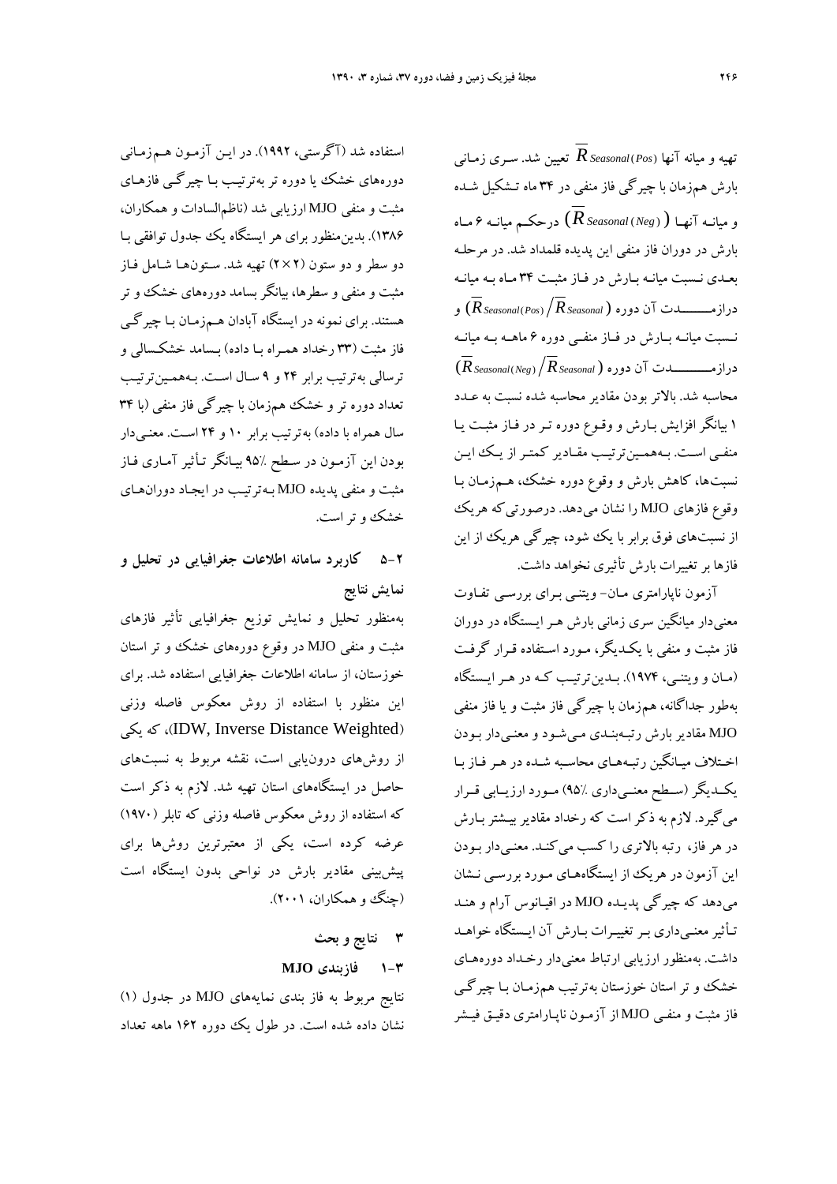تهیه و میانه آنها $\overline{R}_{Seasonal(Pos)}$ تعیین شد. سری زمانی بارش هم‌زمان با چیرگی فاز منفی در ۳۴ ماه تشکیل شده و میانه آنها ($\overline{R}_{Seasonal(Neg)}$) درحکم میانه ۶ ماه بارش در دوران فاز منفی این پدیده قلمداد شد. در مرحله بعدی نسبت میانه بارش در فاز مثبت ۳۴ ماه به میانه درازمدت آن دوره ($\overline{R}_{Seasonal(Pos)}/\overline{R}_{Seasonal}$) و نسبت میانه بارش در فاز منفی دوره ۶ ماهه به میانه درازمدت آن دوره ($\overline{R}_{Seasonal(Neg)}/\overline{R}_{Seasonal}$) محاسبه شد. بالاتر بودن مقادیر محاسبه شده نسبت به عدد ۱ بیانگر افزایش بارش و وقوع دوره تر در فاز مثبت یا منفی است. به‌همین‌ترتیب مقادیر کمتر از یک این نسبت‌ها، کاهش بارش و وقوع دوره خشک، هم‌زمان با وقوع فازهای MJO را نشان می‌دهد. درصورتی‌که هریک از نسبت‌های فوق برابر با یک شود، چیرگی هریک از این فازها بر تغییرات بارش تأثیری نخواهد داشت.

آزمون ناپارامتری مان- ویتنی برای بررسی تفاوت معنی‌دار میانگین سری زمانی بارش هر ایستگاه در دوران فاز مثبت و منفی با یکدیگر، مورد استفاده قرار گرفت (مان و ویتنی، ۱۹۷۴). بدین‌ترتیب که در هر ایستگاه به‌طور جداگانه، هم‌زمان با چیرگی فاز مثبت و یا فاز منفی MJO مقادیر بارش رتبه‌بندی می‌شود و معنی‌دار بودن اختلاف میانگین رتبه‌های محاسبه شده در هر فاز با یکدیگر (سطح معنی‌داری ٪۹۵) مورد ارزیابی قرار می‌گیرد. لازم به ذکر است که رخداد مقادیر بیشتر بارش در هر فاز، رتبه بالاتری را کسب می‌کند. معنی‌دار بودن این آزمون در هریک از ایستگاه‌های مورد بررسی نشان می‌دهد که چیرگی پدیده MJO در اقیانوس آرام و هند تأثیر معنی‌داری بر تغییرات بارش آن ایستگاه خواهد داشت. به‌منظور ارزیابی ارتباط معنی‌دار رخداد دوره‌های خشک و تر استان خوزستان به‌ترتیب هم‌زمان با چیرگی فاز مثبت و منفی MJO از آزمون ناپارامتری دقیق فیشر استفاده شد (آگرستی، ۱۹۹۲). در این آزمون هم‌زمانی دوره‌های خشک یا دوره تر به‌ترتیب با چیرگی فازهای مثبت و منفی MJO ارزیابی شد (ناظم‌السادات و همکاران، ۱۳۸۶). بدین‌منظور برای هر ایستگاه یک جدول توافقی با دو سطر و دو ستون (۲×۲) تهیه شد. ستون‌ها شامل فاز مثبت و منفی و سطرها، بیانگر بسامد دوره‌های خشک و تر هستند. برای نمونه در ایستگاه آبادان هم‌زمان با چیرگی فاز مثبت (۳۳ رخداد همراه با داده) بسامد خشکسالی و ترسالی به‌ترتیب برابر ۲۴ و ۹ سال است. به‌همین‌ترتیب تعداد دوره تر و خشک هم‌زمان با چیرگی فاز منفی (با ۳۴ سال همراه با داده) به‌ترتیب برابر ۱۰ و ۲۴ است. معنی‌دار بودن این آزمون در سطح ٪۹۵ بیانگر تأثیر آماری فاز مثبت و منفی پدیده MJO به‌ترتیب در ایجاد دوران‌های خشک و تر است.

### ۲-۵ کاربرد سامانه اطلاعات جغرافیایی در تحلیل و نمایش نتایج

به‌منظور تحلیل و نمایش توزیع جغرافیایی تأثیر فازهای مثبت و منفی MJO در وقوع دوره‌های خشک و تر استان خوزستان، از سامانه اطلاعات جغرافیایی استفاده شد. برای این منظور با استفاده از روش معکوس فاصله وزنی (IDW, Inverse Distance Weighted)، که یکی از روش‌های درون‌یابی است، نقشه مربوط به نسبت‌های حاصل در ایستگاه‌های استان تهیه شد. لازم به ذکر است که استفاده از روش معکوس فاصله وزنی که تابلر (۱۹۷۰) عرضه کرده است، یکی از معتبرترین روش‌ها برای پیش‌بینی مقادیر بارش در نواحی بدون ایستگاه است (چنگ و همکاران، ۲۰۰۱).

## ۳ نتایج و بحث

### ۱-۳ فازبندی MJO

نتایج مربوط به فاز بندی نمایه‌های MJO در جدول (۱) نشان داده شده است. در طول یک دوره ۱۶۲ ماهه تعداد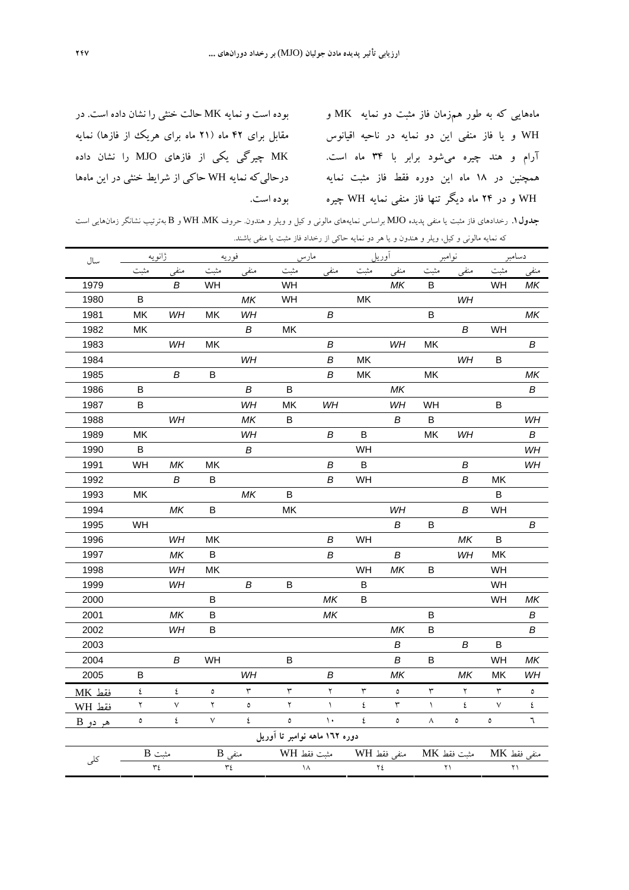ماه‌هایی که به طور هم‌زمان فاز مثبت دو نمایه MK و WH و یا فاز منفی این دو نمایه در ناحیه اقیانوس آرام و هند چیره می‌شود برابر با ۳۴ ماه است. همچنین در ۱۸ ماه این دوره فقط فاز مثبت نمایه WH و در ۲۴ ماه دیگر تنها فاز منفی نمایه WH چیره بوده است و نمایه MK حالت خنثی را نشان داده است. در مقابل برای ۴۲ ماه (۲۱ ماه برای هریک از فازها) نمایه MK چیرگی یکی از فازهای MJO را نشان داده درحالی‌که نمایه WH حاکی از شرایط خنثی در این ماه‌ها بوده است.

**جدول ۱.** رخدادهای فاز مثبت یا منفی پدیده MJO براساس نمایه‌های مالونی و کیل و ویلر و هندون. حروف MK، WH و B به‌ترتیب نشانگر زمان‌هایی است که نمایه مالونی و کیل، ویلر و هندون و یا هر دو نمایه حاکی از رخداد فاز مثبت یا منفی باشند.

| سال | ژانویه | | فوریه | | مارس | | آوریل | | نوامبر | | دسامبر | |
|---|---|---|---|---|---|---|---|---|---|---|---|---|
| | مثبت | منفی | مثبت | منفی | مثبت | منفی | مثبت | منفی | مثبت | منفی | مثبت | منفی |
| 1979 | | B | WH | | WH | | | MK | B | | WH | MK |
| 1980 | B | | | MK | WH | | MK | | | WH | | |
| 1981 | MK | WH | MK | WH | | B | | | B | | | MK |
| 1982 | MK | | | B | MK | | | | | B | WH | |
| 1983 | | WH | MK | | | B | | WH | MK | | | B |
| 1984 | | | | WH | | B | MK | | | WH | B | |
| 1985 | | B | B | | | B | MK | | MK | | | MK |
| 1986 | B | | | B | B | | | MK | | | | B |
| 1987 | B | | | WH | MK | WH | | WH | WH | | B | |
| 1988 | | WH | | MK | B | | | B | B | | | WH |
| 1989 | MK | | | WH | | B | B | | MK | WH | | B |
| 1990 | B | | | B | | | WH | | | | | WH |
| 1991 | WH | MK | MK | | | B | B | | | B | | WH |
| 1992 | | B | B | | | B | WH | | | B | MK | |
| 1993 | MK | | | MK | B | | | | | | B | |
| 1994 | | MK | B | | MK | | | WH | | B | WH | |
| 1995 | WH | | | | | | | B | B | | | B |
| 1996 | | WH | MK | | | B | WH | | | MK | B | |
| 1997 | | MK | B | | | B | | B | | WH | MK | |
| 1998 | | WH | MK | | | | WH | MK | B | | WH | |
| 1999 | | WH | | B | B | | B | | | | WH | |
| 2000 | | | B | | | MK | B | | | | WH | MK |
| 2001 | | MK | B | | | MK | | | B | | | B |
| 2002 | | WH | B | | | | | MK | B | | | B |
| 2003 | | | | | | | | B | | B | B | |
| 2004 | | B | WH | | B | | | B | B | | WH | MK |
| 2005 | B | | | WH | | B | | MK | | MK | MK | WH |
| فقط MK | ٤ | ٤ | ٥ | ٣ | ٣ | ٢ | ٣ | ٥ | ٣ | ٢ | ٣ | ٥ |
| فقط WH | ٢ | ٧ | ٢ | ٥ | ٢ | ١ | ٤ | ٣ | ١ | ٤ | ٧ | ٤ |
| هر دو B | ٥ | ٤ | ٧ | ٤ | ٥ | ١٠ | ٤ | ٥ | ٨ | ٥ | ٥ | ٦ |

**دوره ۱۶۲ ماهه نوامبر تا آوریل**

| | مثبت B | منفی B | مثبت فقط WH | منفی فقط WH | مثبت فقط MK | منفی فقط MK |
|---|---|---|---|---|---|---|
| کلی | ٣٤ | ٣٤ | ١٨ | ٢٤ | ٢١ | ٢١ |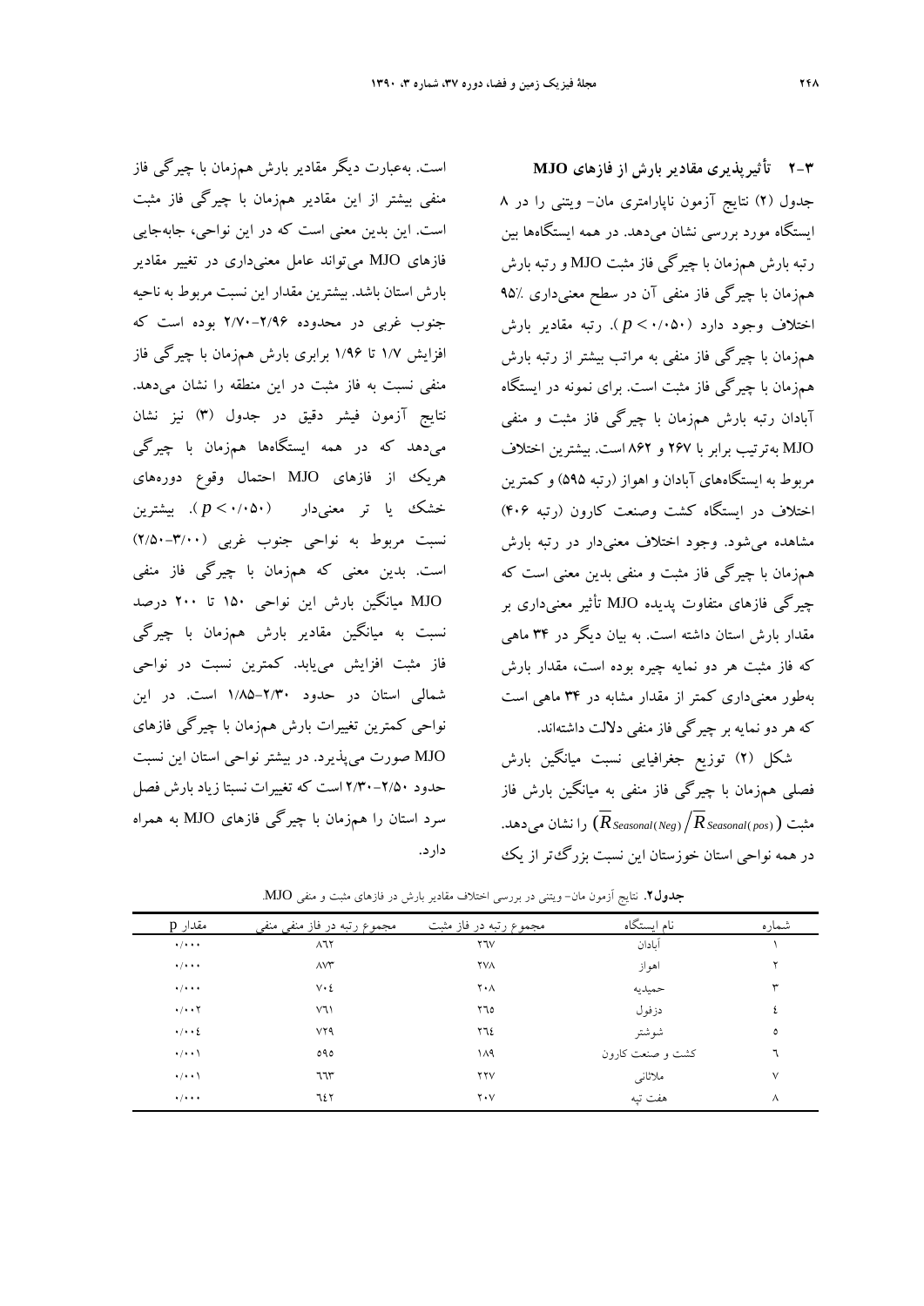### ۳-۲ تأثیرپذیری مقادیر بارش از فازهای MJO

جدول (۲) نتایج آزمون ناپارامتری مان- ویتنی را در ۸ ایستگاه مورد بررسی نشان می‌دهد. در همه ایستگاه‌ها بین رتبه بارش هم‌زمان با چیرگی فاز مثبت MJO و رتبه بارش هم‌زمان با چیرگی فاز منفی آن در سطح معنی‌داری ۹۵٪ اختلاف وجود دارد ($p < ۰/۰۵۰$). رتبه مقادیر بارش هم‌زمان با چیرگی فاز منفی به مراتب بیشتر از رتبه بارش هم‌زمان با چیرگی فاز مثبت است. برای نمونه در ایستگاه آبادان رتبه بارش هم‌زمان با چیرگی فاز مثبت و منفی MJO به‌ترتیب برابر با ۲۶۷ و ۸۶۲ است. بیشترین اختلاف مربوط به ایستگاه‌های آبادان و اهواز (رتبه ۵۹۵) و کمترین اختلاف در ایستگاه کشت وصنعت کارون (رتبه ۴۰۶) مشاهده می‌شود. وجود اختلاف معنی‌دار در رتبه بارش هم‌زمان با چیرگی فاز مثبت و منفی بدین معنی است که چیرگی فازهای متفاوت پدیده MJO تأثیر معنی‌داری بر مقدار بارش استان داشته است. به بیان دیگر در ۳۴ ماهی که فاز مثبت هر دو نمایه چیره بوده است، مقدار بارش به‌طور معنی‌داری کمتر از مقدار مشابه در ۳۴ ماهی است که هر دو نمایه بر چیرگی فاز منفی دلالت داشته‌اند.

شکل (۲) توزیع جغرافیایی نسبت میانگین بارش فصلی هم‌زمان با چیرگی فاز منفی به میانگین بارش فاز مثبت ($\overline{R}_{Seasonal(Neg)} / \overline{R}_{Seasonal(pos)}$) را نشان می‌دهد. در همه نواحی استان خوزستان این نسبت بزرگ‌تر از یک است. به‌عبارت دیگر مقادیر بارش هم‌زمان با چیرگی فاز منفی بیشتر از این مقادیر هم‌زمان با چیرگی فاز مثبت است. این بدین معنی است که در این نواحی، جابه‌جایی فازهای MJO می‌تواند عامل معنی‌داری در تغییر مقادیر بارش استان باشد. بیشترین مقدار این نسبت مربوط به ناحیه جنوب غربی در محدوده ۲/۹۶-۲/۷۰ بوده است که افزایش ۱/۷ تا ۱/۹۶ برابری بارش هم‌زمان با چیرگی فاز منفی نسبت به فاز مثبت در این منطقه را نشان می‌دهد. نتایج آزمون فیشر دقیق در جدول (۳) نیز نشان می‌دهد که در همه ایستگاه‌ها هم‌زمان با چیرگی هریک از فازهای MJO احتمال وقوع دوره‌های خشک یا تر معنی‌دار ($p < ۰/۰۵۰$). بیشترین نسبت مربوط به نواحی جنوب غربی (۲/۵۰-۳/۰۰) است. بدین معنی که هم‌زمان با چیرگی فاز منفی MJO میانگین بارش این نواحی ۱۵۰ تا ۲۰۰ درصد نسبت به میانگین مقادیر بارش هم‌زمان با چیرگی فاز مثبت افزایش می‌یابد. کمترین نسبت در نواحی شمالی استان در حدود ۲/۳۰-۱/۸۵ است. در این نواحی کمترین تغییرات بارش هم‌زمان با چیرگی فازهای MJO صورت می‌پذیرد. در بیشتر نواحی استان این نسبت حدود ۲/۵۰-۲/۳۰ است که تغییرات نسبتا زیاد بارش فصل سرد استان را هم‌زمان با چیرگی فازهای MJO به همراه دارد.

**جدول۲.** نتایج آزمون مان- ویتنی در بررسی اختلاف مقادیر بارش در فازهای مثبت و منفی MJO.

| شماره | نام ایستگاه | مجموع رتبه در فاز مثبت | مجموع رتبه در فاز منفی منفی | مقدار p |
|---|---|---|---|---|
| ۱ | آبادان | ۲۶۷ | ۸۶۲ | ۰/۰۰۰ |
| ۲ | اهواز | ۲۷۸ | ۸۷۳ | ۰/۰۰۰ |
| ۳ | حمیدیه | ۲۰۸ | ۷۰۴ | ۰/۰۰۰ |
| ٤ | دزفول | ۲٦٥ | ۷٦۱ | ۰/۰۰۲ |
| ٥ | شوشتر | ۲٦٤ | ۷۲۹ | ۰/۰۰٤ |
| ٦ | کشت و صنعت کارون | ۱۸۹ | ٥۹٥ | ۰/۰۰۱ |
| ۷ | ملاثانی | ۲۲۷ | ٦٦۳ | ۰/۰۰۱ |
| ۸ | هفت تپه | ۲۰۷ | ٦٤۲ | ۰/۰۰۰ |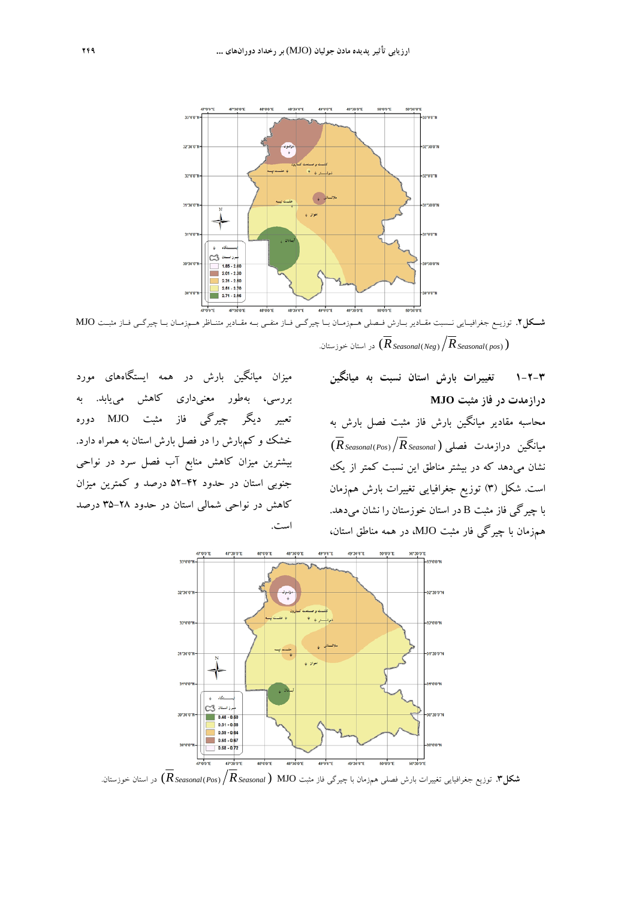شکل۲. توزیع جغرافیایی نسبت مقادیر بارش فصلی همزمان با چیرگی فاز منفی به مقادیر متناظر همزمان با چیرگی فاز مثبت MJO $(\overline{R}_{Seasonal(Neg)}/\overline{R}_{Seasonal(pos)})$ در استان خوزستان.

### ۳-۲-۱ تغییرات بارش استان نسبت به میانگین درازمدت در فاز مثبت MJO

محاسبه مقادیر میانگین بارش فاز مثبت فصل بارش به میانگین درازمدت فصلی $(\overline{R}_{Seasonal(Pos)}/\overline{R}_{Seasonal})$ نشان می‌دهد که در بیشتر مناطق این نسبت کمتر از یک است. شکل (۳) توزیع جغرافیایی تغییرات بارش همزمان با چیرگی فاز مثبت B در استان خوزستان را نشان می‌دهد. همزمان با چیرگی فار مثبت MJO، در همه مناطق استان، میزان میانگین بارش در همه ایستگاه‌های مورد بررسی، به‌طور معنی‌داری کاهش می‌یابد. به تعبیر دیگر چیرگی فاز مثبت MJO دوره خشک و کم‌بارش را در فصل بارش استان به همراه دارد. بیشترین میزان کاهش منابع آب فصل سرد در نواحی جنوبی استان در حدود ۴۲-۵۲ درصد و کمترین میزان کاهش در نواحی شمالی استان در حدود ۲۸-۳۵ درصد است.

شکل۳. توزیع جغرافیایی تغییرات بارش فصلی همزمان با چیرگی فاز مثبت MJO $(\overline{R}_{Seasonal(Pos)}/\overline{R}_{Seasonal})$ در استان خوزستان.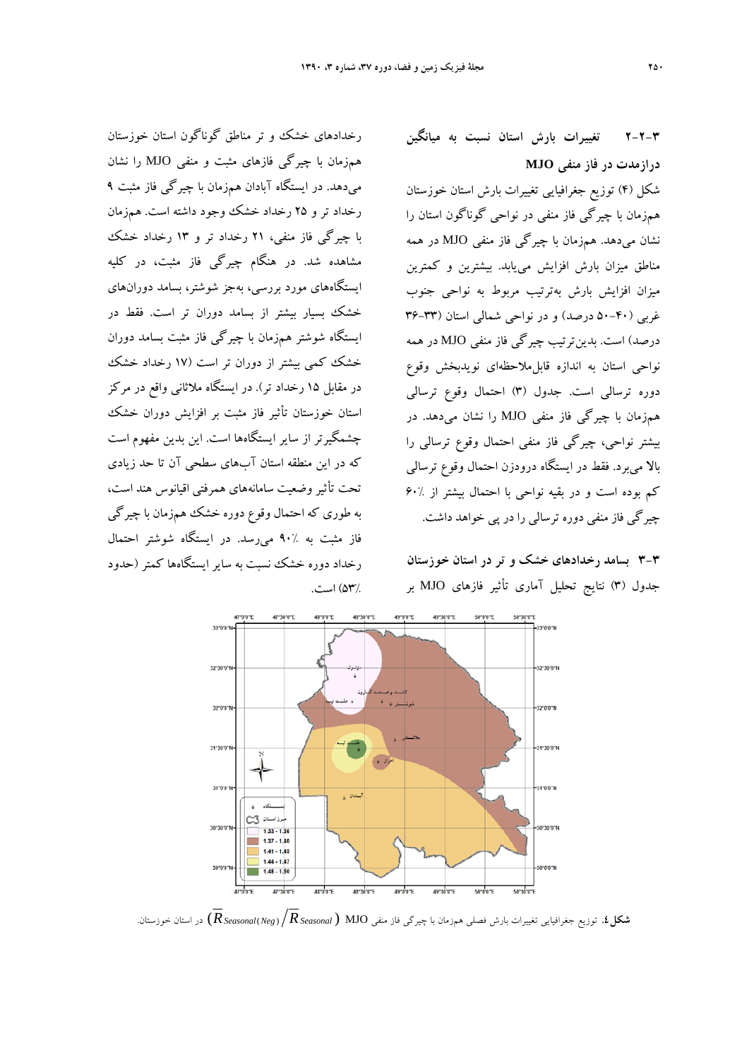### ۳-۲-۲ تغییرات بارش استان نسبت به میانگین درازمدت در فاز منفی MJO

شکل (۴) توزیع جغرافیایی تغییرات بارش استان خوزستان همزمان با چیرگی فاز منفی در نواحی گوناگون استان را نشان می‌دهد. همزمان با چیرگی فاز منفی MJO در همه مناطق میزان بارش افزایش می‌یابد. بیشترین و کمترین میزان افزایش بارش به‌ترتیب مربوط به نواحی جنوب غربی (۴۰-۵۰ درصد) و در نواحی شمالی استان (۳۳-۳۶ درصد) است. بدین‌ترتیب چیرگی فاز منفی MJO در همه نواحی استان به اندازه قابل‌ملاحظه‌ای نویدبخش وقوع دوره ترسالی است. جدول (۳) احتمال وقوع ترسالی همزمان با چیرگی فاز منفی MJO را نشان می‌دهد. در بیشتر نواحی، چیرگی فاز منفی احتمال وقوع ترسالی را بالا می‌برد. فقط در ایستگاه درودزن احتمال وقوع ترسالی کم بوده است و در بقیه نواحی با احتمال بیشتر از ٪۶۰ چیرگی فاز منفی دوره ترسالی را در پی خواهد داشت.

## ۳-۳ بسامد رخدادهای خشک و تر در استان خوزستان

جدول (۳) نتایج تحلیل آماری تأثیر فازهای MJO بر رخدادهای خشک و تر مناطق گوناگون استان خوزستان همزمان با چیرگی فازهای مثبت و منفی MJO را نشان می‌دهد. در ایستگاه آبادان همزمان با چیرگی فاز مثبت ۹ رخداد تر و ۲۵ رخداد خشک وجود داشته است. همزمان با چیرگی فاز منفی، ۲۱ رخداد تر و ۱۳ رخداد خشک مشاهده شد. در هنگام چیرگی فاز مثبت، در کلیه ایستگاه‌های مورد بررسی، به‌جز شوشتر، بسامد دوران‌های خشک بسیار بیشتر از بسامد دوران تر است. فقط در ایستگاه شوشتر همزمان با چیرگی فاز مثبت بسامد دوران خشک کمی بیشتر از دوران تر است (۱۷ رخداد خشک در مقابل ۱۵ رخداد تر). در ایستگاه ملاثانی واقع در مرکز استان خوزستان تأثیر فاز مثبت بر افزایش دوران خشک چشمگیرتر از سایر ایستگاه‌ها است. این بدین مفهوم است که در این منطقه استان آب‌های سطحی آن تا حد زیادی تحت تأثیر وضعیت سامانه‌های همرفتی اقیانوس هند است، به طوری که احتمال وقوع دوره خشک همزمان با چیرگی فاز مثبت به ٪۹۰ می‌رسد. در ایستگاه شوشتر احتمال رخداد دوره خشک نسبت به سایر ایستگاه‌ها کمتر (حدود ٪۵۳) است.

**شکل ٤.** توزیع جغرافیایی تغییرات بارش فصلی همزمان با چیرگی فاز منفی MJO $\left(\overline{R}_{Seasonal(Neg)}/\overline{R}_{Seasonal}\right)$ در استان خوزستان.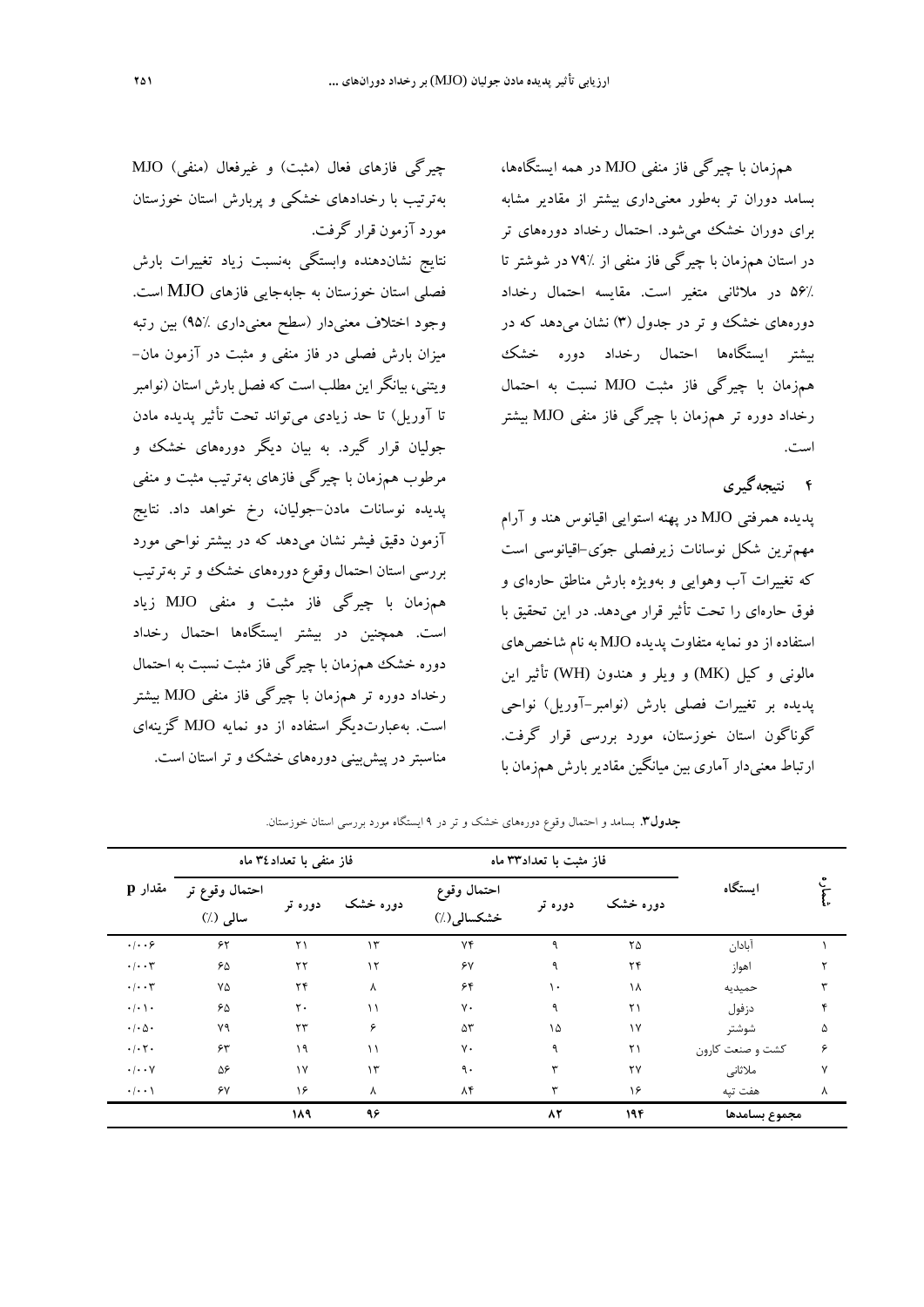همزمان با چیرگی فاز منفی MJO در همه ایستگاه‌ها، بسامد دوران تر به‌طور معنی‌داری بیشتر از مقادیر مشابه برای دوران خشک می‌شود. احتمال رخداد دوره‌های تر در استان همزمان با چیرگی فاز منفی از ۷۹٪ در شوشتر تا ۵۶٪ در ملاثانی متغیر است. مقایسه احتمال رخداد دوره‌های خشک و تر در جدول (۳) نشان می‌دهد که در بیشتر ایستگاه‌ها احتمال رخداد دوره خشک همزمان با چیرگی فاز مثبت MJO نسبت به احتمال رخداد دوره تر همزمان با چیرگی فاز منفی MJO بیشتر است.

## ۴ نتیجه‌گیری

پدیده همرفتی MJO در پهنه استوایی اقیانوس هند و آرام مهم‌ترین شکل نوسانات زیرفصلی جوّی-اقیانوسی است که تغییرات آب وهوایی و به‌ویژه بارش مناطق حاره‌ای و فوق حاره‌ای را تحت تأثیر قرار می‌دهد. در این تحقیق با استفاده از دو نمایه متفاوت پدیده MJO به نام شاخص‌های مالونی و کیل (MK) و ویلر و هندون (WH) تأثیر این پدیده بر تغییرات فصلی بارش (نوامبر-آوریل) نواحی گوناگون استان خوزستان، مورد بررسی قرار گرفت. ارتباط معنی‌دار آماری بین میانگین مقادیر بارش همزمان با چیرگی فازهای فعال (مثبت) و غیرفعال (منفی) MJO به‌ترتیب با رخدادهای خشکی و پربارش استان خوزستان مورد آزمون قرار گرفت.

نتایج نشان‌دهنده وابستگی به‌نسبت زیاد تغییرات بارش فصلی استان خوزستان به جابه‌جایی فازهای MJO است. وجود اختلاف معنی‌دار (سطح معنی‌داری ۹۵٪) بین رتبه میزان بارش فصلی در فاز منفی و مثبت در آزمون مان-ویتنی، بیانگر این مطلب است که فصل بارش استان (نوامبر تا آوریل) تا حد زیادی می‌تواند تحت تأثیر پدیده مادن جولیان قرار گیرد. به بیان دیگر دوره‌های خشک و مرطوب همزمان با چیرگی فازهای به‌ترتیب مثبت و منفی پدیده نوسانات مادن-جولیان، رخ خواهد داد. نتایج آزمون دقیق فیشر نشان می‌دهد که در بیشتر نواحی مورد بررسی استان احتمال وقوع دوره‌های خشک و تر به‌ترتیب همزمان با چیرگی فاز مثبت و منفی MJO زیاد است. همچنین در بیشتر ایستگاه‌ها احتمال رخداد دوره خشک همزمان با چیرگی فاز مثبت نسبت به احتمال رخداد دوره تر همزمان با چیرگی فاز منفی MJO بیشتر است. به‌عبارت‌دیگر استفاده از دو نمایه MJO گزینه‌ای مناسبتر در پیش‌بینی دوره‌های خشک و تر استان است.

**جدول۳.** بسامد و احتمال وقوع دوره‌های خشک و تر در ۹ ایستگاه مورد بررسی استان خوزستان.

| ردیف | ایستگاه | فاز مثبت با تعداد۳۳ ماه | | | فاز منفی با تعداد۳٤ ماه | | | مقدار p |
|---|---|---|---|---|---|---|---|---|
| | | دوره خشک | دوره تر | احتمال وقوع خشکسالی(٪) | دوره خشک | دوره تر | احتمال وقوع تر سالی (٪) | |
| ۱ | آبادان | ۲۵ | ۹ | ۷۴ | ۱۳ | ۲۱ | ۶۲ | ۰/۰۰۶ |
| ۲ | اهواز | ۲۴ | ۹ | ۶۷ | ۱۲ | ۲۲ | ۶۵ | ۰/۰۰۳ |
| ۳ | حمیدیه | ۱۸ | ۱۰ | ۶۴ | ۸ | ۲۴ | ۷۵ | ۰/۰۰۳ |
| ۴ | دزفول | ۲۱ | ۹ | ۷۰ | ۱۱ | ۲۰ | ۶۵ | ۰/۰۱۰ |
| ۵ | شوشتر | ۱۷ | ۱۵ | ۵۳ | ۶ | ۲۳ | ۷۹ | ۰/۰۵۰ |
| ۶ | کشت و صنعت کارون | ۲۱ | ۹ | ۷۰ | ۱۱ | ۱۹ | ۶۳ | ۰/۰۲۰ |
| ۷ | ملاثانی | ۲۷ | ۳ | ۹۰ | ۱۳ | ۱۷ | ۵۶ | ۰/۰۰۷ |
| ۸ | هفت تپه | ۱۶ | ۳ | ۸۴ | ۸ | ۱۶ | ۶۷ | ۰/۰۰۱ |
| | **مجموع بسامدها** | **۱۹۴** | **۸۲** | | **۹۶** | **۱۸۹** | | |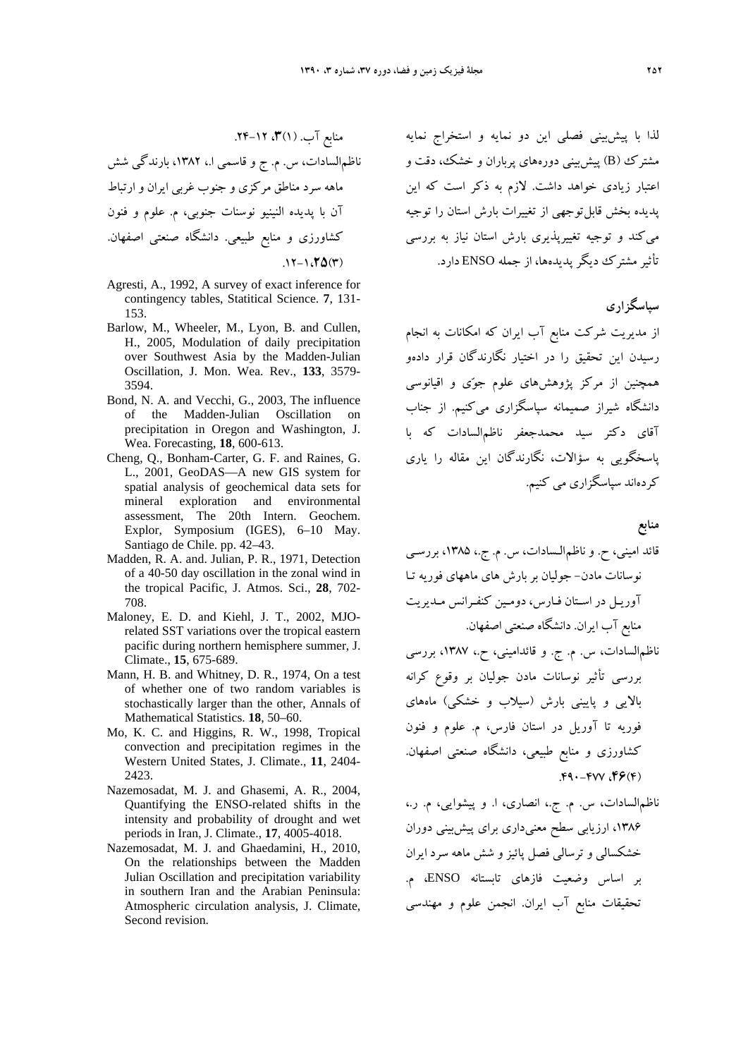لذا با پیش‌بینی فصلی این دو نمایه و استخراج نمایه مشترک (B) پیش‌بینی دوره‌های پرباران و خشک، دقت و اعتبار زیادی خواهد داشت. لازم به ذکر است که این پدیده بخش قابل‌توجهی از تغییرات بارش استان را توجیه می‌کند و توجیه تغییرپذیری بارش استان نیاز به بررسی تأثیر مشترک دیگر پدیده‌ها، از جمله ENSO دارد.

## سپاسگزاری

از مدیریت شرکت منابع آب ایران که امکانات به انجام رسیدن این تحقیق را در اختیار نگارندگان قرار داده‌و همچنین از مرکز پژوهش‌های علوم جوّی و اقیانوسی دانشگاه شیراز صمیمانه سپاسگزاری می‌کنیم. از جناب آقای دکتر سید محمدجعفر ناظم‌السادات که با پاسخگویی به سؤالات، نگارندگان این مقاله را یاری کرده‌اند سپاسگزاری می کنیم.

## منابع

قائد امینی، ح. و ناظم‌السادات، س. م. ج.، ۱۳۸۵، بررسی نوسانات مادن- جولیان بر بارش های ماههای فوریه تا آوریل در استان فارس، دومین کنفرانس مدیریت منابع آب ایران. دانشگاه صنعتی اصفهان.

ناظم‌السادات، س. م. ج. و قائدامینی، ح.، ۱۳۸۷، بررسی بررسی تأثیر نوسانات مادن جولیان بر وقوع کرانه بالایی و پایینی بارش (سیلاب و خشکی) ماه‌های فوریه تا آوریل در استان فارس، م. علوم و فنون کشاورزی و منابع طبیعی، دانشگاه صنعتی اصفهان. **۴۶**(۴)، ۴۷۷-۴۹۰.

ناظم‌السادات، س. م. ج.، انصاری، ا. و پیشوایی، م. ر.، ۱۳۸۶، ارزیابی سطح معنی‌داری برای پیش‌بینی دوران خشکسالی و ترسالی فصل پائیز و شش ماهه سرد ایران بر اساس وضعیت فازهای تابستانه ENSO، م. تحقیقات منابع آب ایران. انجمن علوم و مهندسی منابع آب. (۱)**۳**، ۱۲-۲۴.

ناظم‌السادات، س. م. ج و قاسمی ا.، ۱۳۸۲، بارندگی شش ماهه سرد مناطق مرکزی و جنوب غربی ایران و ارتباط آن با پدیده النینیو نوسانات جنوبی، م. علوم و فنون کشاورزی و منابع طبیعی. دانشگاه صنعتی اصفهان. **۲۵**(۳)، ۱-۱۲.

Agresti, A., 1992, A survey of exact inference for contingency tables, Statitical Science. **7**, 131-153.

Barlow, M., Wheeler, M., Lyon, B. and Cullen, H., 2005, Modulation of daily precipitation over Southwest Asia by the Madden-Julian Oscillation, J. Mon. Wea. Rev., **133**, 3579-3594.

Bond, N. A. and Vecchi, G., 2003, The influence of the Madden-Julian Oscillation on precipitation in Oregon and Washington, J. Wea. Forecasting, **18**, 600-613.

Cheng, Q., Bonham-Carter, G. F. and Raines, G. L., 2001, GeoDAS—A new GIS system for spatial analysis of geochemical data sets for mineral exploration and environmental assessment, The 20th Intern. Geochem. Explor, Symposium (IGES), 6–10 May. Santiago de Chile. pp. 42–43.

Madden, R. A. and. Julian, P. R., 1971, Detection of a 40-50 day oscillation in the zonal wind in the tropical Pacific, J. Atmos. Sci., **28**, 702-708.

Maloney, E. D. and Kiehl, J. T., 2002, MJO-related SST variations over the tropical eastern pacific during northern hemisphere summer, J. Climate., **15**, 675-689.

Mann, H. B. and Whitney, D. R., 1974, On a test of whether one of two random variables is stochastically larger than the other, Annals of Mathematical Statistics. **18**, 50–60.

Mo, K. C. and Higgins, R. W., 1998, Tropical convection and precipitation regimes in the Western United States, J. Climate., **11**, 2404-2423.

Nazemosadat, M. J. and Ghasemi, A. R., 2004, Quantifying the ENSO-related shifts in the intensity and probability of drought and wet periods in Iran, J. Climate., **17**, 4005-4018.

Nazemosadat, M. J. and Ghaedamini, H., 2010, On the relationships between the Madden Julian Oscillation and precipitation variability in southern Iran and the Arabian Peninsula: Atmospheric circulation analysis, J. Climate, Second revision.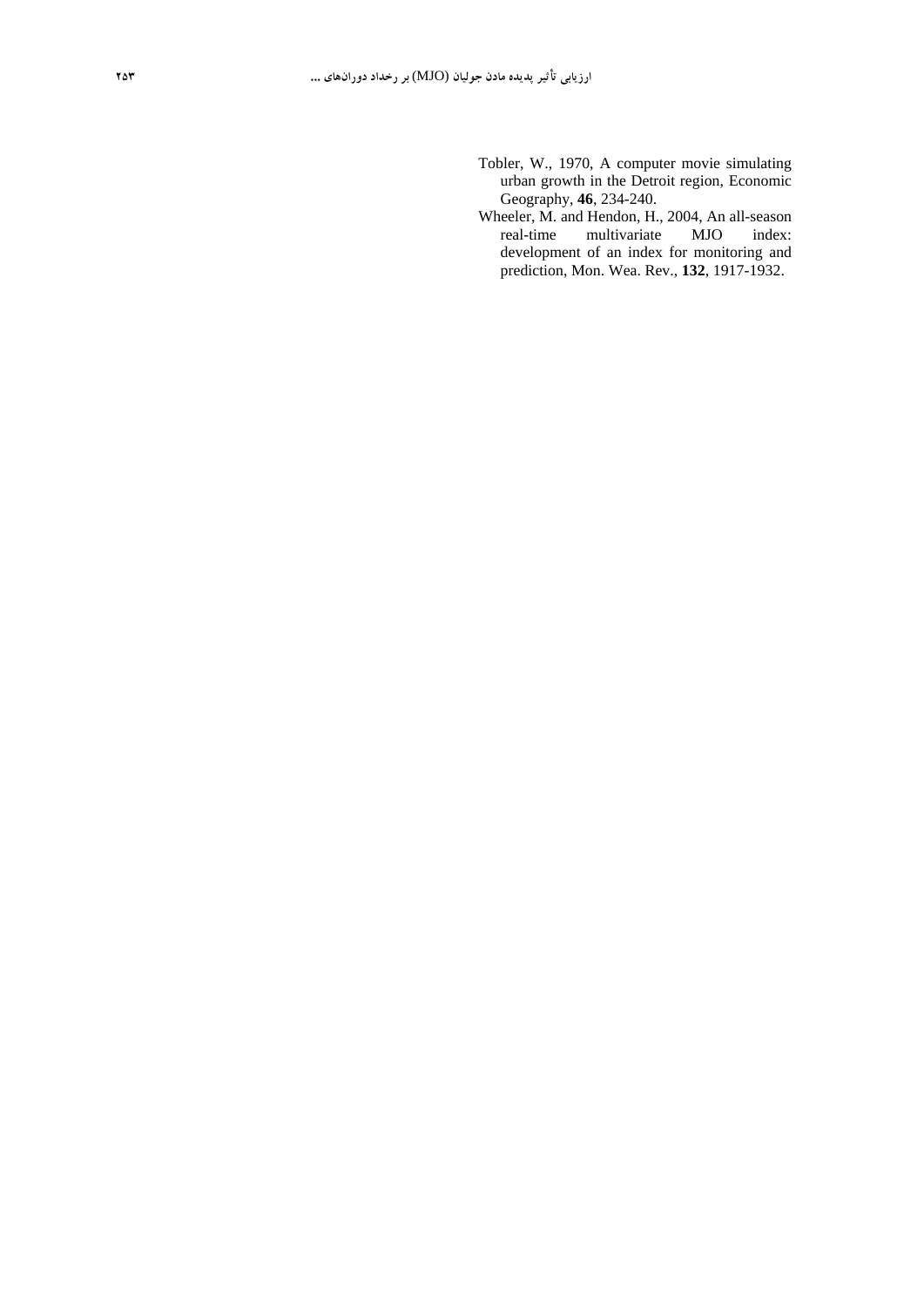Tobler, W., 1970, A computer movie simulating urban growth in the Detroit region, Economic Geography, **46**, 234-240.

Wheeler, M. and Hendon, H., 2004, An all-season real-time multivariate MJO index: development of an index for monitoring and prediction, Mon. Wea. Rev., **132**, 1917-1932.